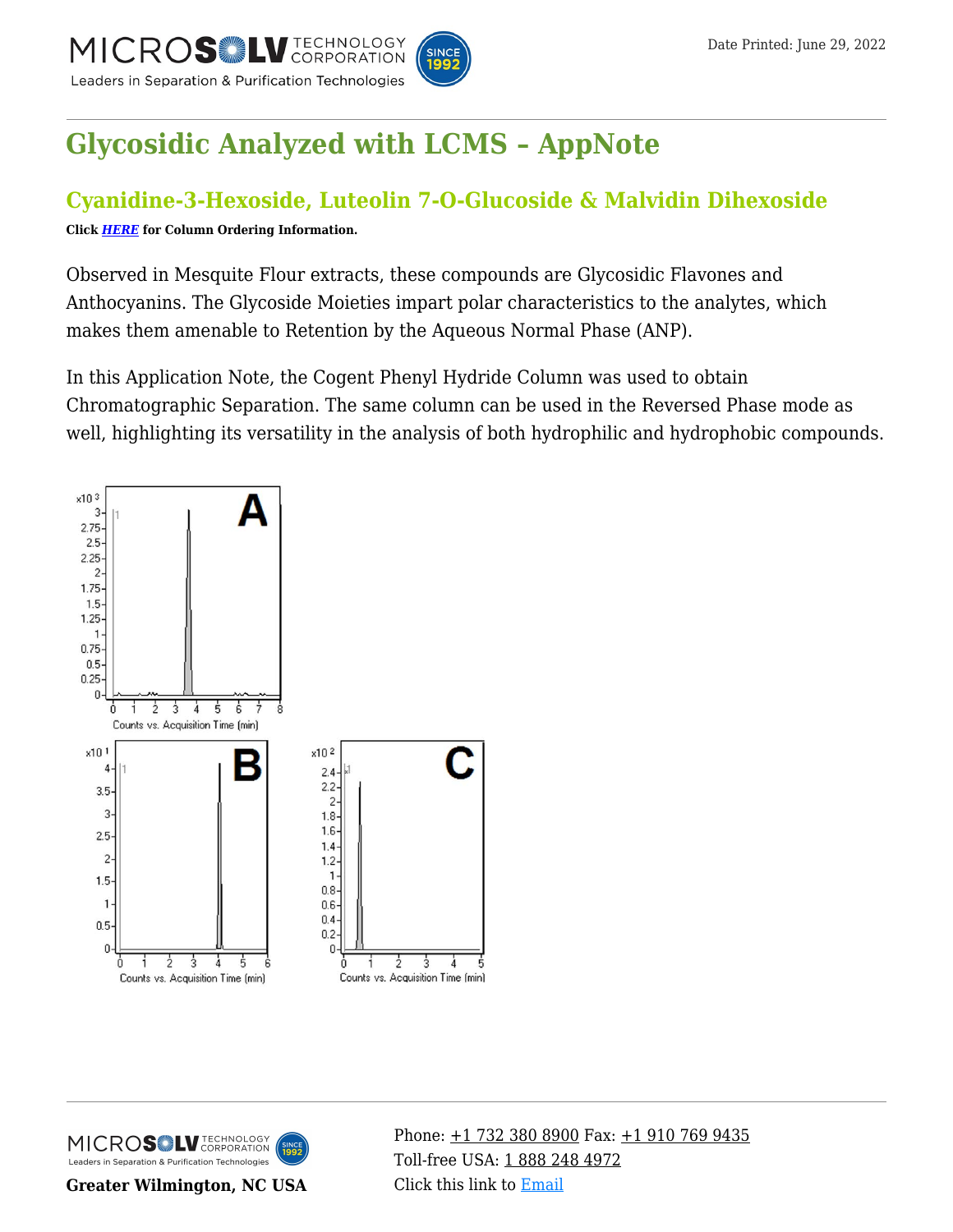# Glycosidic Analyzed with LCMS – AppNote

## Cyanidine-3-Hexoside, Luteolin 7-O-Glucoside & Malvidin Dihexoside

**Click *HERE* for Column Ordering Information.**

Observed in Mesquite Flour extracts, these compounds are Glycosidic Flavones and Anthocyanins. The Glycoside Moieties impart polar characteristics to the analytes, which makes them amenable to Retention by the Aqueous Normal Phase (ANP).

In this Application Note, the Cogent Phenyl Hydride Column was used to obtain Chromatographic Separation. The same column can be used in the Reversed Phase mode as well, highlighting its versatility in the analysis of both hydrophilic and hydrophobic compounds.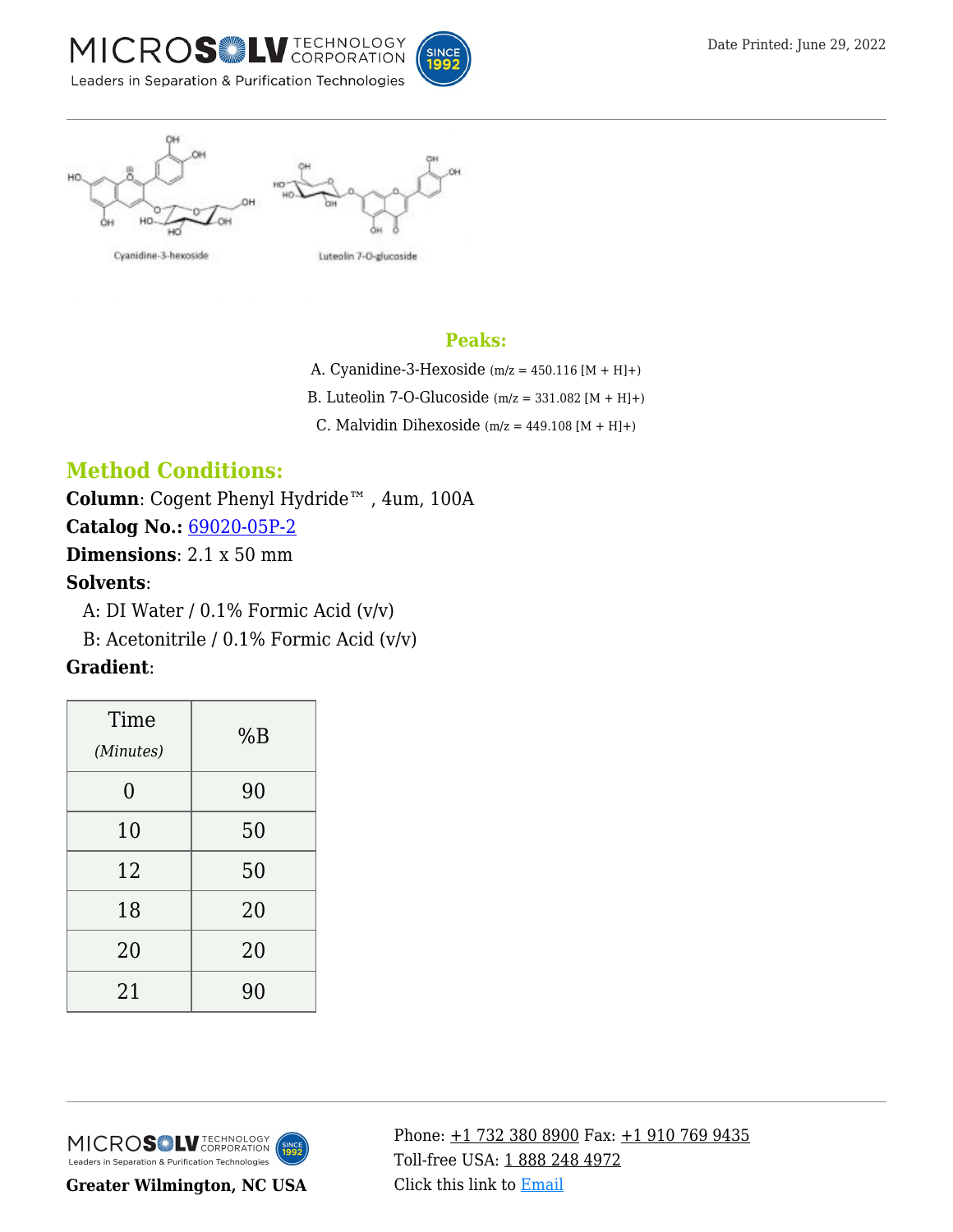Cyanidine-3-hexoside

Luteolin 7-O-glucoside

## Peaks:

A. Cyanidine-3-Hexoside (m/z = 450.116 [M + H]+)

B. Luteolin 7-O-Glucoside (m/z = 331.082 [M + H]+)

C. Malvidin Dihexoside (m/z = 449.108 [M + H]+)

## Method Conditions:

**Column**: Cogent Phenyl Hydride™ , 4um, 100A

**Catalog No.:** 69020-05P-2

**Dimensions**: 2.1 x 50 mm

**Solvents**:

A: DI Water / 0.1% Formic Acid (v/v)

B: Acetonitrile / 0.1% Formic Acid (v/v)

**Gradient**:

| Time *(Minutes)* | %B |
|---|---|
| 0 | 90 |
| 10 | 50 |
| 12 | 50 |
| 18 | 20 |
| 20 | 20 |
| 21 | 90 |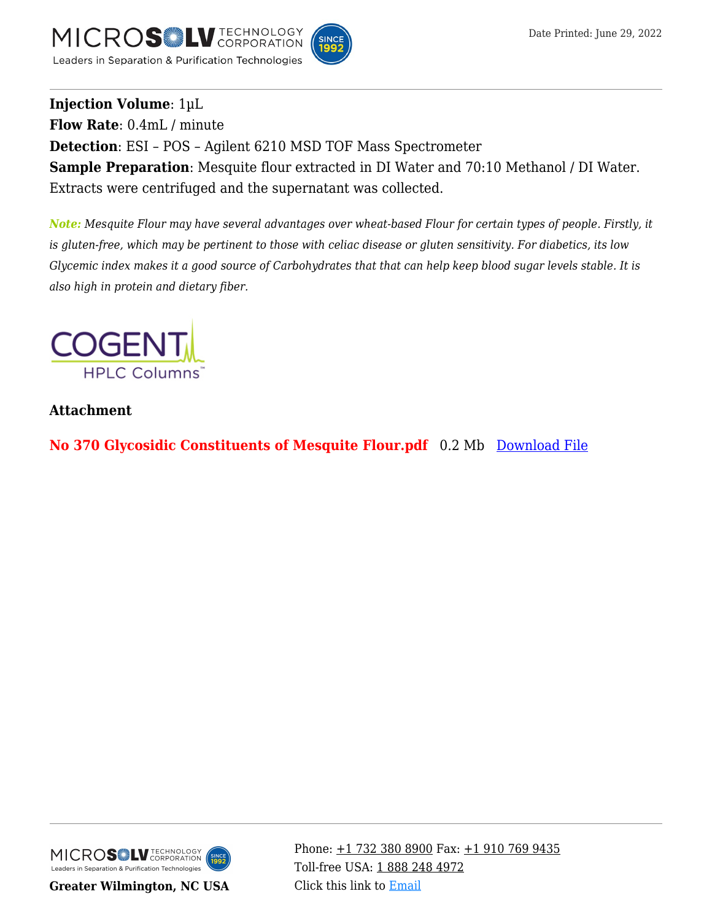**Injection Volume**: 1µL
**Flow Rate**: 0.4mL / minute
**Detection**: ESI – POS – Agilent 6210 MSD TOF Mass Spectrometer
**Sample Preparation**: Mesquite flour extracted in DI Water and 70:10 Methanol / DI Water. Extracts were centrifuged and the supernatant was collected.

***Note:*** *Mesquite Flour may have several advantages over wheat-based Flour for certain types of people. Firstly, it is gluten-free, which may be pertinent to those with celiac disease or gluten sensitivity. For diabetics, its low Glycemic index makes it a good source of Carbohydrates that that can help keep blood sugar levels stable. It is also high in protein and dietary fiber.*

COGENT HPLC Columns™

**Attachment**

**No 370 Glycosidic Constituents of Mesquite Flour.pdf** 0.2 Mb [Download File]

**Greater Wilmington, NC USA**

Phone: +1 732 380 8900 Fax: +1 910 769 9435
Toll-free USA: 1 888 248 4972
Click this link to Email